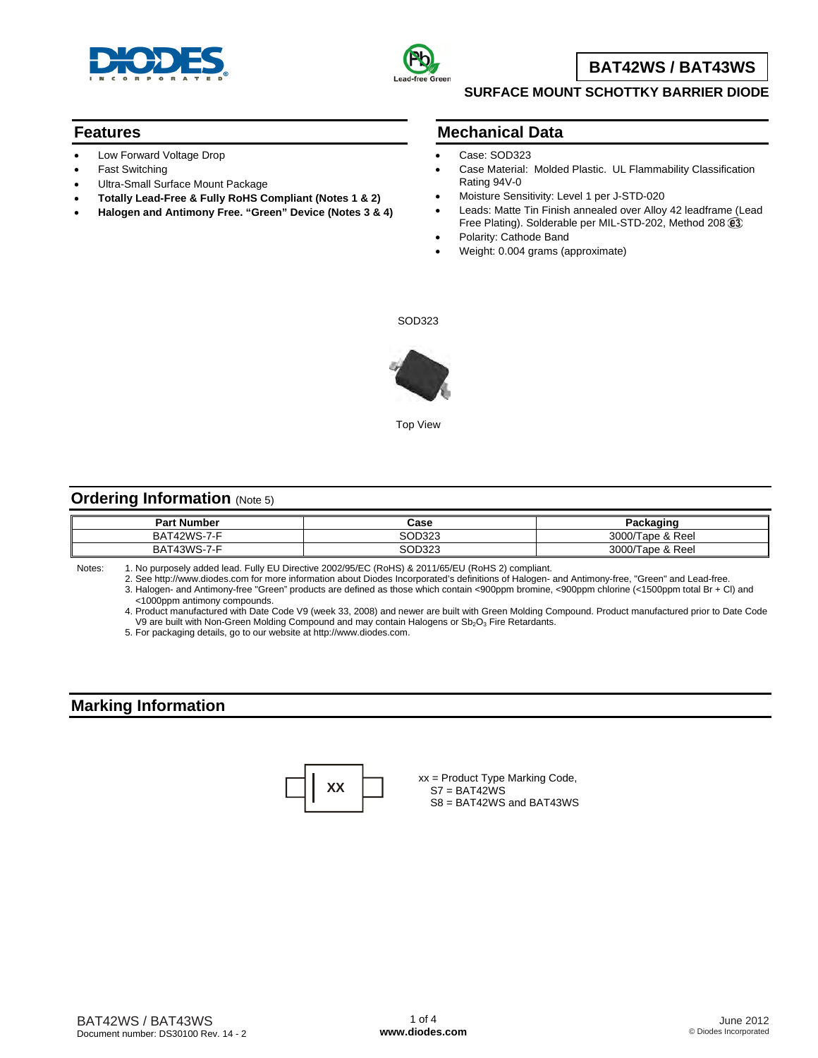# BAT42WS / BAT43WS

## SURFACE MOUNT SCHOTTKY BARRIER DIODE

## Features

- Low Forward Voltage Drop
- Fast Switching
- Ultra-Small Surface Mount Package
- **Totally Lead-Free & Fully RoHS Compliant (Notes 1 & 2)**
- **Halogen and Antimony Free. "Green" Device (Notes 3 & 4)**

## Mechanical Data

- Case: SOD323
- Case Material: Molded Plastic. UL Flammability Classification Rating 94V-0
- Moisture Sensitivity: Level 1 per J-STD-020
- Leads: Matte Tin Finish annealed over Alloy 42 leadframe (Lead Free Plating). Solderable per MIL-STD-202, Method 208 e3
- Polarity: Cathode Band
- Weight: 0.004 grams (approximate)

SOD323

Top View

## Ordering Information (Note 5)

| Part Number | Case | Packaging |
|---|---|---|
| BAT42WS-7-F | SOD323 | 3000/Tape & Reel |
| BAT43WS-7-F | SOD323 | 3000/Tape & Reel |

Notes:
1. No purposely added lead. Fully EU Directive 2002/95/EC (RoHS) & 2011/65/EU (RoHS 2) compliant.
2. See http://www.diodes.com for more information about Diodes Incorporated's definitions of Halogen- and Antimony-free, "Green" and Lead-free.
3. Halogen- and Antimony-free "Green" products are defined as those which contain <900ppm bromine, <900ppm chlorine (<1500ppm total Br + Cl) and <1000ppm antimony compounds.
4. Product manufactured with Date Code V9 (week 33, 2008) and newer are built with Green Molding Compound. Product manufactured prior to Date Code V9 are built with Non-Green Molding Compound and may contain Halogens or $Sb_2O_3$ Fire Retardants.
5. For packaging details, go to our website at http://www.diodes.com.

## Marking Information

XX

xx = Product Type Marking Code,
S7 = BAT42WS
S8 = BAT42WS and BAT43WS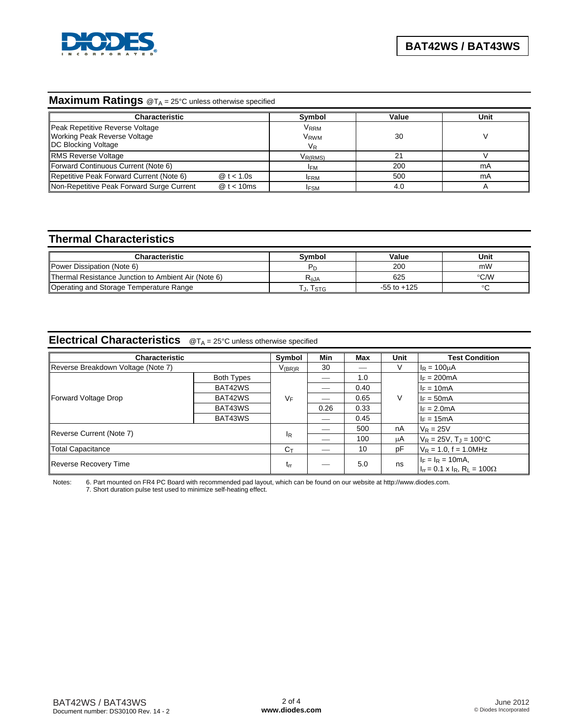## Maximum Ratings @$T_A$ = 25°C unless otherwise specified

| Characteristic | | Symbol | Value | Unit |
|---|---|---|---|---|
| Peak Repetitive Reverse Voltage<br>Working Peak Reverse Voltage<br>DC Blocking Voltage | | $V_{RRM}$<br>$V_{RWM}$<br>$V_R$ | 30 | V |
| RMS Reverse Voltage | | $V_{R(RMS)}$ | 21 | V |
| Forward Continuous Current (Note 6) | | $I_{FM}$ | 200 | mA |
| Repetitive Peak Forward Current (Note 6) | @ t < 1.0s | $I_{FRM}$ | 500 | mA |
| Non-Repetitive Peak Forward Surge Current | @ t < 10ms | $I_{FSM}$ | 4.0 | A |

## Thermal Characteristics

| Characteristic | Symbol | Value | Unit |
|---|---|---|---|
| Power Dissipation (Note 6) | $P_D$ | 200 | mW |
| Thermal Resistance Junction to Ambient Air (Note 6) | $R_{\theta JA}$ | 625 | °C/W |
| Operating and Storage Temperature Range | $T_J, T_{STG}$ | -55 to +125 | °C |

## Electrical Characteristics @$T_A$ = 25°C unless otherwise specified

| Characteristic | | Symbol | Min | Max | Unit | Test Condition |
|---|---|---|---|---|---|---|
| Reverse Breakdown Voltage (Note 7) | | $V_{(BR)R}$ | 30 | — | V | $I_R = 100\mu A$ |
| Forward Voltage Drop | Both Types | $V_F$ | — | 1.0 | V | $I_F = 200mA$ |
| | BAT42WS | | — | 0.40 | | $I_F = 10mA$ |
| | BAT42WS | | — | 0.65 | | $I_F = 50mA$ |
| | BAT43WS | | 0.26 | 0.33 | | $I_F = 2.0mA$ |
| | BAT43WS | | — | 0.45 | | $I_F = 15mA$ |
| Reverse Current (Note 7) | | $I_R$ | — | 500 | nA | $V_R = 25V$ |
| | | | — | 100 | μA | $V_R = 25V$, $T_J = 100°C$ |
| Total Capacitance | | $C_T$ | — | 10 | pF | $V_R = 1.0$, f = 1.0MHz |
| Reverse Recovery Time | | $t_{rr}$ | — | 5.0 | ns | $I_F = I_R = 10mA$,<br>$I_{rr} = 0.1 \times I_R$, $R_L = 100\Omega$ |

Notes: 6. Part mounted on FR4 PC Board with recommended pad layout, which can be found on our website at http://www.diodes.com.
7. Short duration pulse test used to minimize self-heating effect.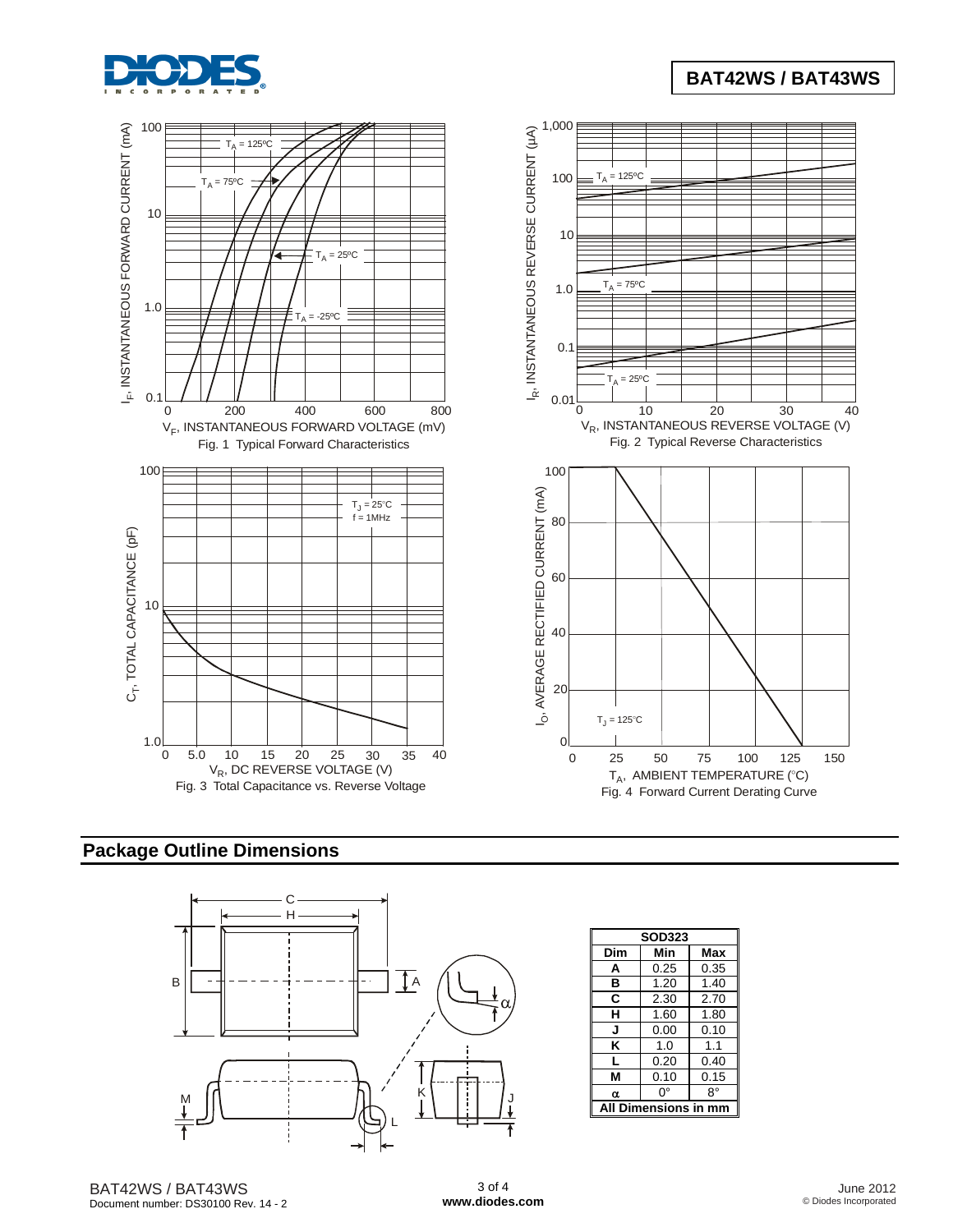$I_F$, INSTANTANEOUS FORWARD CURRENT (mA)

100

10

1.0

0.1

0 200 400 600 800

$T_A$ = 125ºC

$T_A$ = 75ºC

$T_A$ = 25ºC

$T_A$ = -25ºC

$V_F$, INSTANTANEOUS FORWARD VOLTAGE (mV)

Fig. 1 Typical Forward Characteristics

$I_R$, INSTANTANEOUS REVERSE CURRENT (µA)

1,000

100

10

1.0

0.1

0.01

0 10 20 30 40

$T_A$ = 125ºC

$T_A$ = 75ºC

$T_A$ = 25ºC

$V_R$, INSTANTANEOUS REVERSE VOLTAGE (V)

Fig. 2 Typical Reverse Characteristics

$C_T$, TOTAL CAPACITANCE (pF)

100

10

1.0

0 5.0 10 15 20 25 30 35 40

$T_J$ = 25°C

f = 1MHz

$V_R$, DC REVERSE VOLTAGE (V)

Fig. 3 Total Capacitance vs. Reverse Voltage

$I_O$, AVERAGE RECTIFIED CURRENT (mA)

100

80

60

40

20

0

0 25 50 75 100 125 150

$T_J$ = 125°C

$T_A$, AMBIENT TEMPERATURE (°C)

Fig. 4 Forward Current Derating Curve

## Package Outline Dimensions

C

H

B

A

α

M

K

J

L

| SOD323 | | |
|---|---|---|
| Dim | Min | Max |
| A | 0.25 | 0.35 |
| B | 1.20 | 1.40 |
| C | 2.30 | 2.70 |
| H | 1.60 | 1.80 |
| J | 0.00 | 0.10 |
| K | 1.0 | 1.1 |
| L | 0.20 | 0.40 |
| M | 0.10 | 0.15 |
| α | 0° | 8° |
| All Dimensions in mm | | |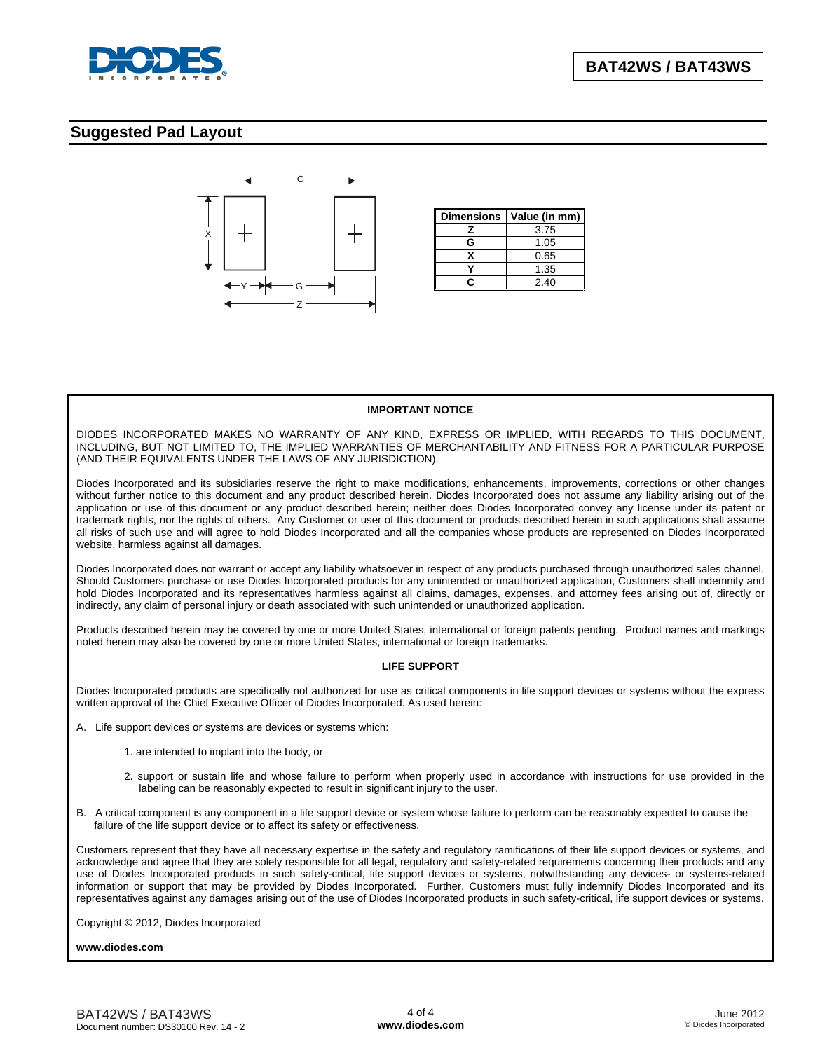## Suggested Pad Layout

C

X

Y

G

Z

| Dimensions | Value (in mm) |
|---|---|
| Z | 3.75 |
| G | 1.05 |
| X | 0.65 |
| Y | 1.35 |
| C | 2.40 |

**IMPORTANT NOTICE**

DIODES INCORPORATED MAKES NO WARRANTY OF ANY KIND, EXPRESS OR IMPLIED, WITH REGARDS TO THIS DOCUMENT, INCLUDING, BUT NOT LIMITED TO, THE IMPLIED WARRANTIES OF MERCHANTABILITY AND FITNESS FOR A PARTICULAR PURPOSE (AND THEIR EQUIVALENTS UNDER THE LAWS OF ANY JURISDICTION).

Diodes Incorporated and its subsidiaries reserve the right to make modifications, enhancements, improvements, corrections or other changes without further notice to this document and any product described herein. Diodes Incorporated does not assume any liability arising out of the application or use of this document or any product described herein; neither does Diodes Incorporated convey any license under its patent or trademark rights, nor the rights of others. Any Customer or user of this document or products described herein in such applications shall assume all risks of such use and will agree to hold Diodes Incorporated and all the companies whose products are represented on Diodes Incorporated website, harmless against all damages.

Diodes Incorporated does not warrant or accept any liability whatsoever in respect of any products purchased through unauthorized sales channel. Should Customers purchase or use Diodes Incorporated products for any unintended or unauthorized application, Customers shall indemnify and hold Diodes Incorporated and its representatives harmless against all claims, damages, expenses, and attorney fees arising out of, directly or indirectly, any claim of personal injury or death associated with such unintended or unauthorized application.

Products described herein may be covered by one or more United States, international or foreign patents pending. Product names and markings noted herein may also be covered by one or more United States, international or foreign trademarks.

**LIFE SUPPORT**

Diodes Incorporated products are specifically not authorized for use as critical components in life support devices or systems without the express written approval of the Chief Executive Officer of Diodes Incorporated. As used herein:

A. Life support devices or systems are devices or systems which:

   1. are intended to implant into the body, or

   2. support or sustain life and whose failure to perform when properly used in accordance with instructions for use provided in the labeling can be reasonably expected to result in significant injury to the user.

B. A critical component is any component in a life support device or system whose failure to perform can be reasonably expected to cause the failure of the life support device or to affect its safety or effectiveness.

Customers represent that they have all necessary expertise in the safety and regulatory ramifications of their life support devices or systems, and acknowledge and agree that they are solely responsible for all legal, regulatory and safety-related requirements concerning their products and any use of Diodes Incorporated products in such safety-critical, life support devices or systems, notwithstanding any devices- or systems-related information or support that may be provided by Diodes Incorporated. Further, Customers must fully indemnify Diodes Incorporated and its representatives against any damages arising out of the use of Diodes Incorporated products in such safety-critical, life support devices or systems.

Copyright © 2012, Diodes Incorporated

**www.diodes.com**